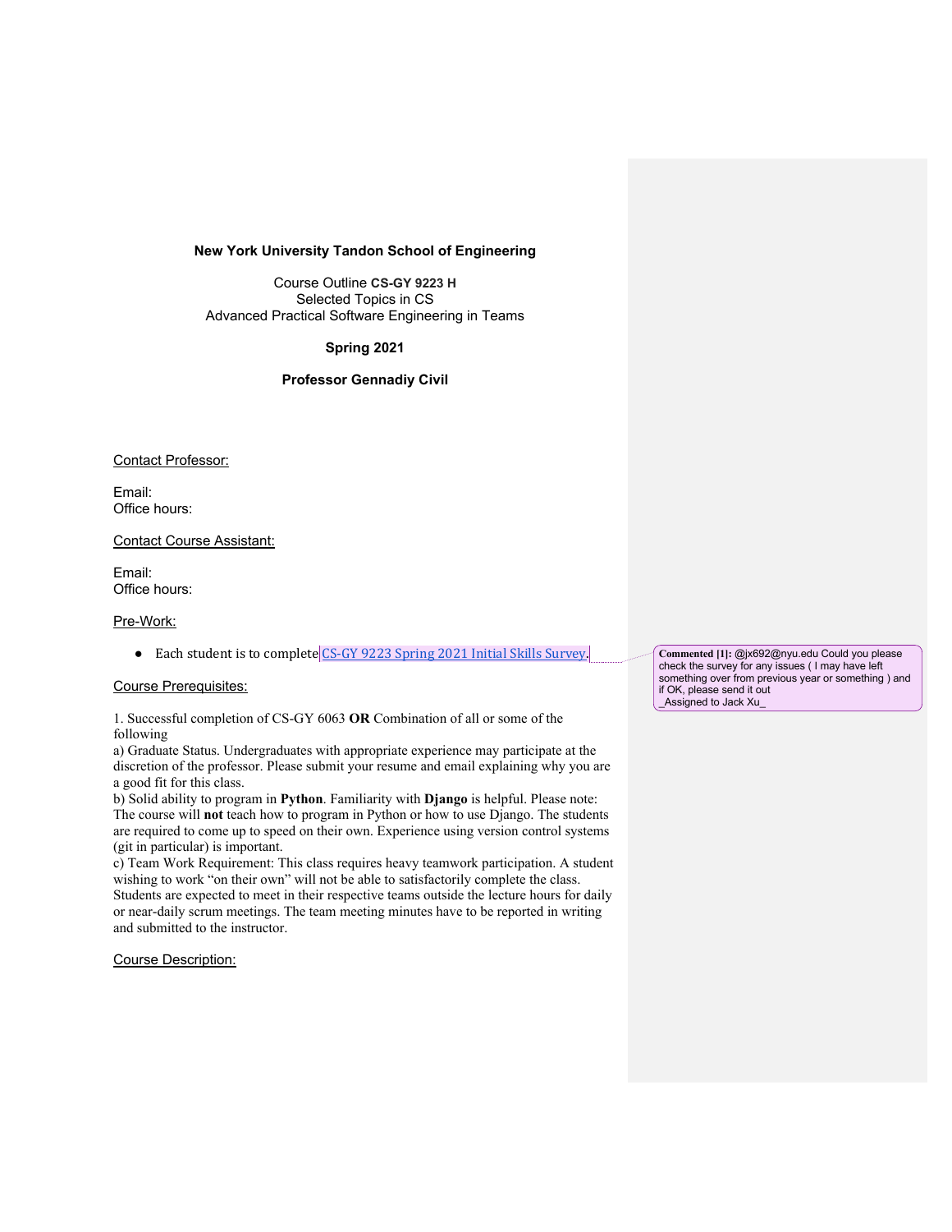**New York University Tandon School of Engineering**

Course Outline **CS-GY 9223 H**
Selected Topics in CS
Advanced Practical Software Engineering in Teams

**Spring 2021**

**Professor Gennadiy Civil**

Contact Professor:

Email:
Office hours:

Contact Course Assistant:

Email:
Office hours:

Pre-Work:

- Each student is to complete CS-GY 9223 Spring 2021 Initial Skills Survey.

> **Commented [1]:** @jx692@nyu.edu Could you please check the survey for any issues ( I may have left something over from previous year or something ) and if OK, please send it out
> _Assigned to Jack Xu_

Course Prerequisites:

1. Successful completion of CS-GY 6063 **OR** Combination of all or some of the following
a) Graduate Status. Undergraduates with appropriate experience may participate at the discretion of the professor. Please submit your resume and email explaining why you are a good fit for this class.
b) Solid ability to program in **Python**. Familiarity with **Django** is helpful. Please note: The course will **not** teach how to program in Python or how to use Django. The students are required to come up to speed on their own. Experience using version control systems (git in particular) is important.
c) Team Work Requirement: This class requires heavy teamwork participation. A student wishing to work "on their own" will not be able to satisfactorily complete the class. Students are expected to meet in their respective teams outside the lecture hours for daily or near-daily scrum meetings. The team meeting minutes have to be reported in writing and submitted to the instructor.

Course Description: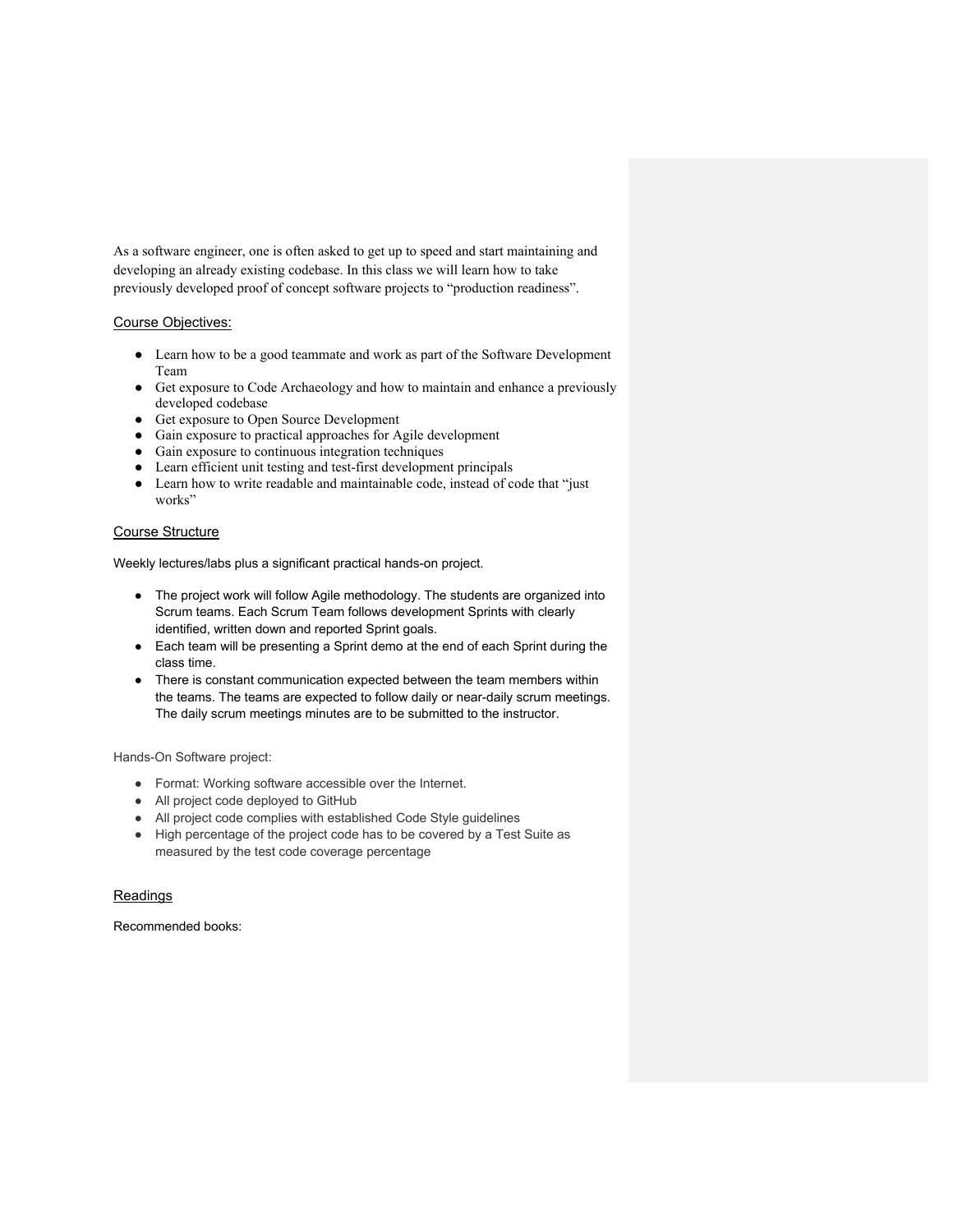As a software engineer, one is often asked to get up to speed and start maintaining and developing an already existing codebase. In this class we will learn how to take previously developed proof of concept software projects to "production readiness".

## Course Objectives:

- Learn how to be a good teammate and work as part of the Software Development Team
- Get exposure to Code Archaeology and how to maintain and enhance a previously developed codebase
- Get exposure to Open Source Development
- Gain exposure to practical approaches for Agile development
- Gain exposure to continuous integration techniques
- Learn efficient unit testing and test-first development principals
- Learn how to write readable and maintainable code, instead of code that "just works"

## Course Structure

Weekly lectures/labs plus a significant practical hands-on project.

- The project work will follow Agile methodology. The students are organized into Scrum teams. Each Scrum Team follows development Sprints with clearly identified, written down and reported Sprint goals.
- Each team will be presenting a Sprint demo at the end of each Sprint during the class time.
- There is constant communication expected between the team members within the teams. The teams are expected to follow daily or near-daily scrum meetings. The daily scrum meetings minutes are to be submitted to the instructor.

Hands-On Software project:

- Format: Working software accessible over the Internet.
- All project code deployed to GitHub
- All project code complies with established Code Style guidelines
- High percentage of the project code has to be covered by a Test Suite as measured by the test code coverage percentage

## Readings

Recommended books: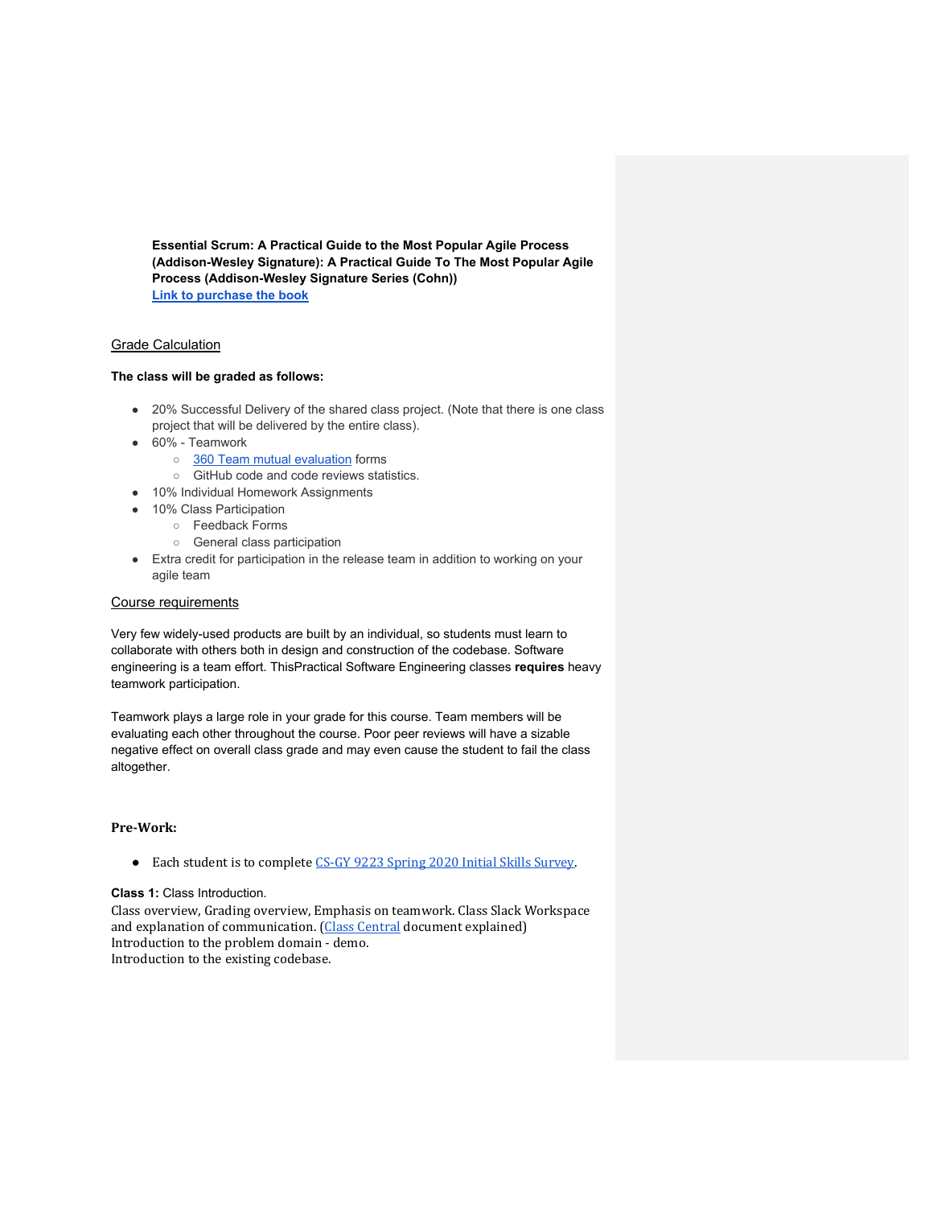**Essential Scrum: A Practical Guide to the Most Popular Agile Process (Addison-Wesley Signature): A Practical Guide To The Most Popular Agile Process (Addison-Wesley Signature Series (Cohn))**
**Link to purchase the book**

## Grade Calculation

**The class will be graded as follows:**

- 20% Successful Delivery of the shared class project. (Note that there is one class project that will be delivered by the entire class).
- 60% - Teamwork
  - 360 Team mutual evaluation forms
  - GitHub code and code reviews statistics.
- 10% Individual Homework Assignments
- 10% Class Participation
  - Feedback Forms
  - General class participation
- Extra credit for participation in the release team in addition to working on your agile team

## Course requirements

Very few widely-used products are built by an individual, so students must learn to collaborate with others both in design and construction of the codebase. Software engineering is a team effort. ThisPractical Software Engineering classes **requires** heavy teamwork participation.

Teamwork plays a large role in your grade for this course. Team members will be evaluating each other throughout the course. Poor peer reviews will have a sizable negative effect on overall class grade and may even cause the student to fail the class altogether.

**Pre-Work:**

- Each student is to complete CS-GY 9223 Spring 2020 Initial Skills Survey.

**Class 1:** Class Introduction.
Class overview, Grading overview, Emphasis on teamwork. Class Slack Workspace and explanation of communication. (Class Central document explained)
Introduction to the problem domain - demo.
Introduction to the existing codebase.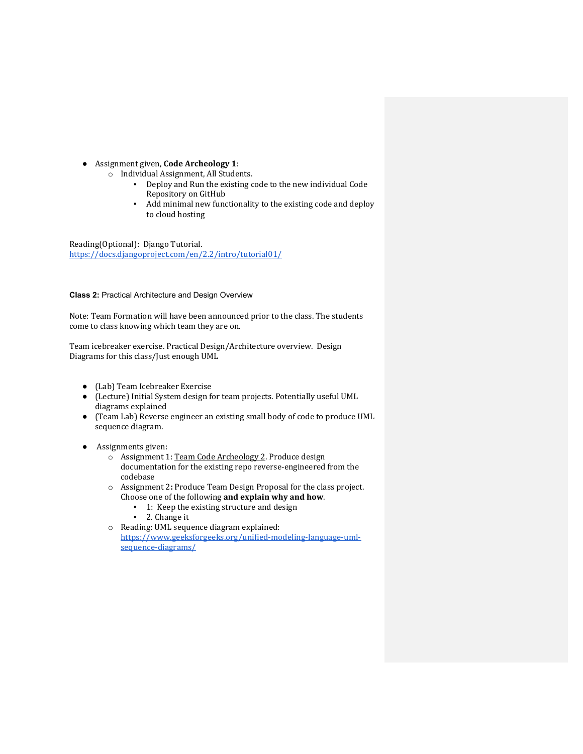- Assignment given, **Code Archeology 1**:
  - Individual Assignment, All Students.
    - Deploy and Run the existing code to the new individual Code Repository on GitHub
    - Add minimal new functionality to the existing code and deploy to cloud hosting

Reading(Optional): Django Tutorial.
https://docs.djangoproject.com/en/2.2/intro/tutorial01/

**Class 2:** Practical Architecture and Design Overview

Note: Team Formation will have been announced prior to the class. The students come to class knowing which team they are on.

Team icebreaker exercise. Practical Design/Architecture overview. Design Diagrams for this class/Just enough UML

- (Lab) Team Icebreaker Exercise
- (Lecture) Initial System design for team projects. Potentially useful UML diagrams explained
- (Team Lab) Reverse engineer an existing small body of code to produce UML sequence diagram.

- Assignments given:
  - Assignment 1: Team Code Archeology 2. Produce design documentation for the existing repo reverse-engineered from the codebase
  - Assignment 2**:** Produce Team Design Proposal for the class project. Choose one of the following **and explain why and how**.
    - 1: Keep the existing structure and design
    - 2. Change it
  - Reading: UML sequence diagram explained: https://www.geeksforgeeks.org/unified-modeling-language-uml-sequence-diagrams/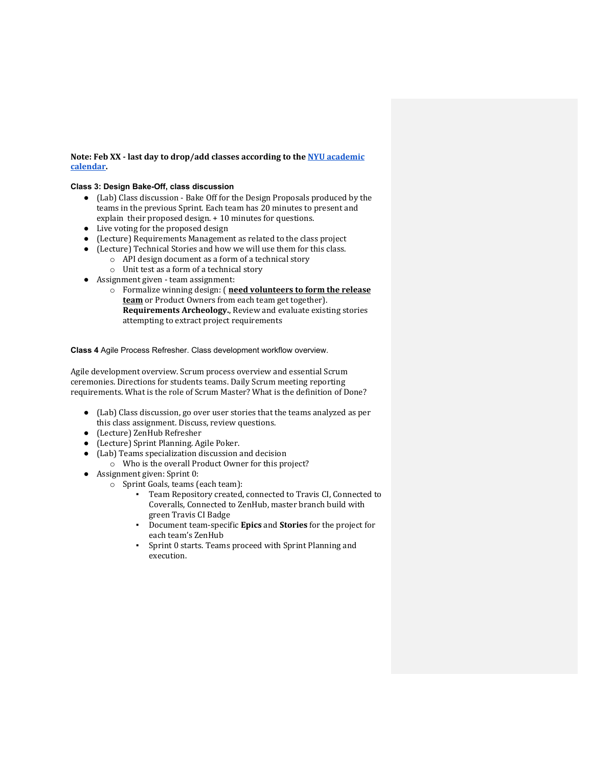**Note: Feb XX - last day to drop/add classes according to the [NYU academic calendar](NYU academic calendar).**

### Class 3: Design Bake-Off, class discussion

- (Lab) Class discussion - Bake Off for the Design Proposals produced by the teams in the previous Sprint. Each team has 20 minutes to present and explain their proposed design. + 10 minutes for questions.
- Live voting for the proposed design
- (Lecture) Requirements Management as related to the class project
- (Lecture) Technical Stories and how we will use them for this class.
  - API design document as a form of a technical story
  - Unit test as a form of a technical story
- Assignment given - team assignment:
  - Formalize winning design: ( **<u>need volunteers to form the release team</u>** or Product Owners from each team get together). **Requirements Archeology.**, Review and evaluate existing stories attempting to extract project requirements

### **Class 4** Agile Process Refresher. Class development workflow overview.

Agile development overview. Scrum process overview and essential Scrum ceremonies. Directions for students teams. Daily Scrum meeting reporting requirements. What is the role of Scrum Master? What is the definition of Done?

- (Lab) Class discussion, go over user stories that the teams analyzed as per this class assignment. Discuss, review questions.
- (Lecture) ZenHub Refresher
- (Lecture) Sprint Planning. Agile Poker.
- (Lab) Teams specialization discussion and decision
  - Who is the overall Product Owner for this project?
- Assignment given: Sprint 0:
  - Sprint Goals, teams (each team):
    - Team Repository created, connected to Travis CI, Connected to Coveralls, Connected to ZenHub, master branch build with green Travis CI Badge
    - Document team-specific **Epics** and **Stories** for the project for each team's ZenHub
    - Sprint 0 starts. Teams proceed with Sprint Planning and execution.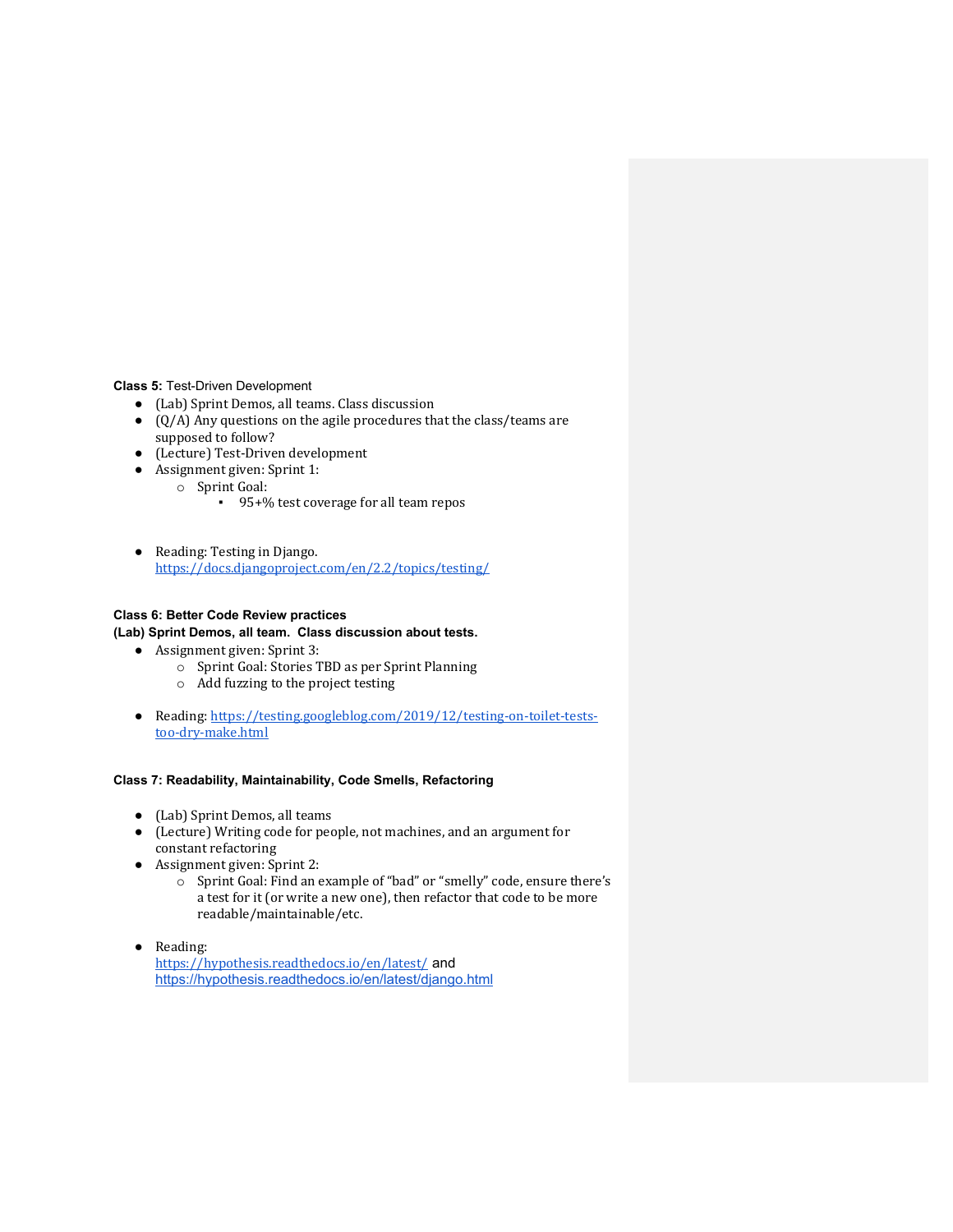**Class 5:** Test-Driven Development

- (Lab) Sprint Demos, all teams. Class discussion
- (Q/A) Any questions on the agile procedures that the class/teams are supposed to follow?
- (Lecture) Test-Driven development
- Assignment given: Sprint 1:
  - Sprint Goal:
    - 95+% test coverage for all team repos

- Reading: Testing in Django. https://docs.djangoproject.com/en/2.2/topics/testing/

**Class 6: Better Code Review practices**
**(Lab) Sprint Demos, all team. Class discussion about tests.**

- Assignment given: Sprint 3:
  - Sprint Goal: Stories TBD as per Sprint Planning
  - Add fuzzing to the project testing

- Reading: https://testing.googleblog.com/2019/12/testing-on-toilet-tests-too-dry-make.html

**Class 7: Readability, Maintainability, Code Smells, Refactoring**

- (Lab) Sprint Demos, all teams
- (Lecture) Writing code for people, not machines, and an argument for constant refactoring
- Assignment given: Sprint 2:
  - Sprint Goal: Find an example of "bad" or "smelly" code, ensure there's a test for it (or write a new one), then refactor that code to be more readable/maintainable/etc.

- Reading: https://hypothesis.readthedocs.io/en/latest/ and https://hypothesis.readthedocs.io/en/latest/django.html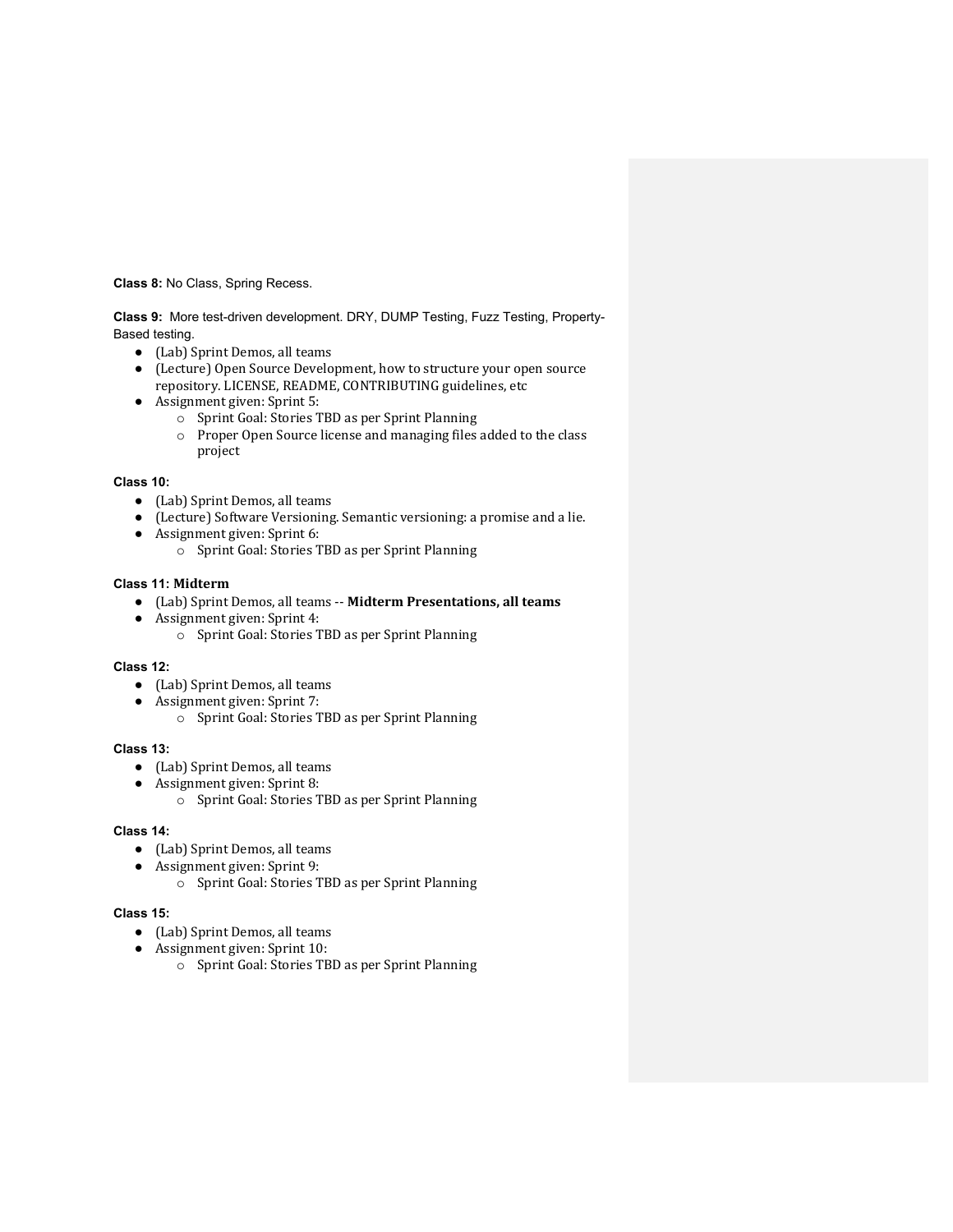**Class 8:** No Class, Spring Recess.

**Class 9:** More test-driven development. DRY, DUMP Testing, Fuzz Testing, Property-Based testing.

- (Lab) Sprint Demos, all teams
- (Lecture) Open Source Development, how to structure your open source repository. LICENSE, README, CONTRIBUTING guidelines, etc
- Assignment given: Sprint 5:
    - Sprint Goal: Stories TBD as per Sprint Planning
    - Proper Open Source license and managing files added to the class project

**Class 10:**

- (Lab) Sprint Demos, all teams
- (Lecture) Software Versioning. Semantic versioning: a promise and a lie.
- Assignment given: Sprint 6:
    - Sprint Goal: Stories TBD as per Sprint Planning

**Class 11: Midterm**

- (Lab) Sprint Demos, all teams -- **Midterm Presentations, all teams**
- Assignment given: Sprint 4:
    - Sprint Goal: Stories TBD as per Sprint Planning

**Class 12:**

- (Lab) Sprint Demos, all teams
- Assignment given: Sprint 7:
    - Sprint Goal: Stories TBD as per Sprint Planning

**Class 13:**

- (Lab) Sprint Demos, all teams
- Assignment given: Sprint 8:
    - Sprint Goal: Stories TBD as per Sprint Planning

**Class 14:**

- (Lab) Sprint Demos, all teams
- Assignment given: Sprint 9:
    - Sprint Goal: Stories TBD as per Sprint Planning

**Class 15:**

- (Lab) Sprint Demos, all teams
- Assignment given: Sprint 10:
    - Sprint Goal: Stories TBD as per Sprint Planning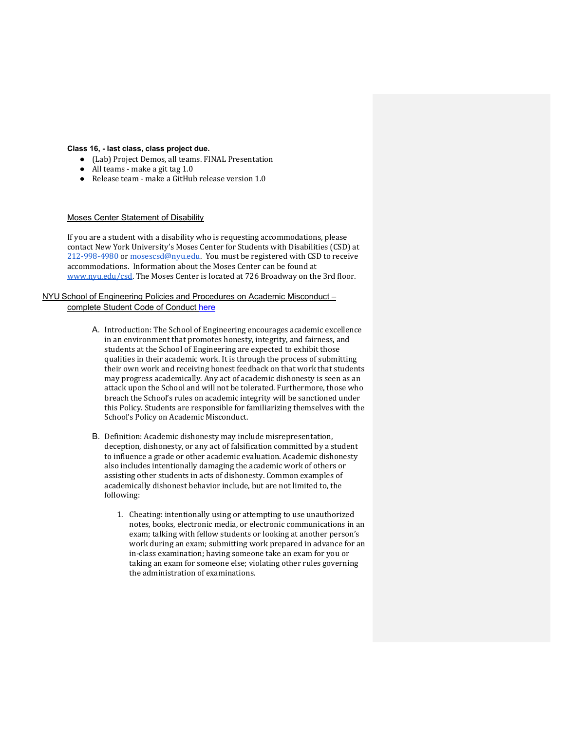**Class 16, - last class, class project due.**

- (Lab) Project Demos, all teams. FINAL Presentation
- All teams - make a git tag 1.0
- Release team - make a GitHub release version 1.0

## Moses Center Statement of Disability

If you are a student with a disability who is requesting accommodations, please contact New York University's Moses Center for Students with Disabilities (CSD) at 212-998-4980 or mosescsd@nyu.edu. You must be registered with CSD to receive accommodations. Information about the Moses Center can be found at www.nyu.edu/csd. The Moses Center is located at 726 Broadway on the 3rd floor.

## NYU School of Engineering Policies and Procedures on Academic Misconduct – complete Student Code of Conduct here

A. Introduction: The School of Engineering encourages academic excellence in an environment that promotes honesty, integrity, and fairness, and students at the School of Engineering are expected to exhibit those qualities in their academic work. It is through the process of submitting their own work and receiving honest feedback on that work that students may progress academically. Any act of academic dishonesty is seen as an attack upon the School and will not be tolerated. Furthermore, those who breach the School's rules on academic integrity will be sanctioned under this Policy. Students are responsible for familiarizing themselves with the School's Policy on Academic Misconduct.

B. Definition: Academic dishonesty may include misrepresentation, deception, dishonesty, or any act of falsification committed by a student to influence a grade or other academic evaluation. Academic dishonesty also includes intentionally damaging the academic work of others or assisting other students in acts of dishonesty. Common examples of academically dishonest behavior include, but are not limited to, the following:

1. Cheating: intentionally using or attempting to use unauthorized notes, books, electronic media, or electronic communications in an exam; talking with fellow students or looking at another person's work during an exam; submitting work prepared in advance for an in-class examination; having someone take an exam for you or taking an exam for someone else; violating other rules governing the administration of examinations.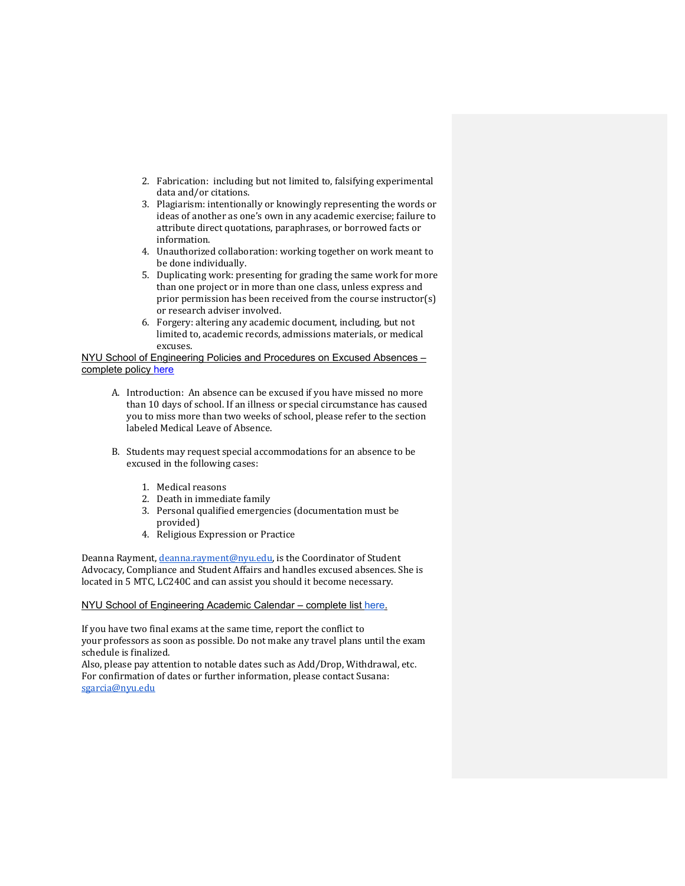2. Fabrication: including but not limited to, falsifying experimental data and/or citations.
3. Plagiarism: intentionally or knowingly representing the words or ideas of another as one's own in any academic exercise; failure to attribute direct quotations, paraphrases, or borrowed facts or information.
4. Unauthorized collaboration: working together on work meant to be done individually.
5. Duplicating work: presenting for grading the same work for more than one project or in more than one class, unless express and prior permission has been received from the course instructor(s) or research adviser involved.
6. Forgery: altering any academic document, including, but not limited to, academic records, admissions materials, or medical excuses.

NYU School of Engineering Policies and Procedures on Excused Absences – complete policy here

A. Introduction: An absence can be excused if you have missed no more than 10 days of school. If an illness or special circumstance has caused you to miss more than two weeks of school, please refer to the section labeled Medical Leave of Absence.

B. Students may request special accommodations for an absence to be excused in the following cases:

1. Medical reasons
2. Death in immediate family
3. Personal qualified emergencies (documentation must be provided)
4. Religious Expression or Practice

Deanna Rayment, deanna.rayment@nyu.edu, is the Coordinator of Student Advocacy, Compliance and Student Affairs and handles excused absences. She is located in 5 MTC, LC240C and can assist you should it become necessary.

NYU School of Engineering Academic Calendar – complete list here.

If you have two final exams at the same time, report the conflict to your professors as soon as possible. Do not make any travel plans until the exam schedule is finalized.
Also, please pay attention to notable dates such as Add/Drop, Withdrawal, etc. For confirmation of dates or further information, please contact Susana: sgarcia@nyu.edu